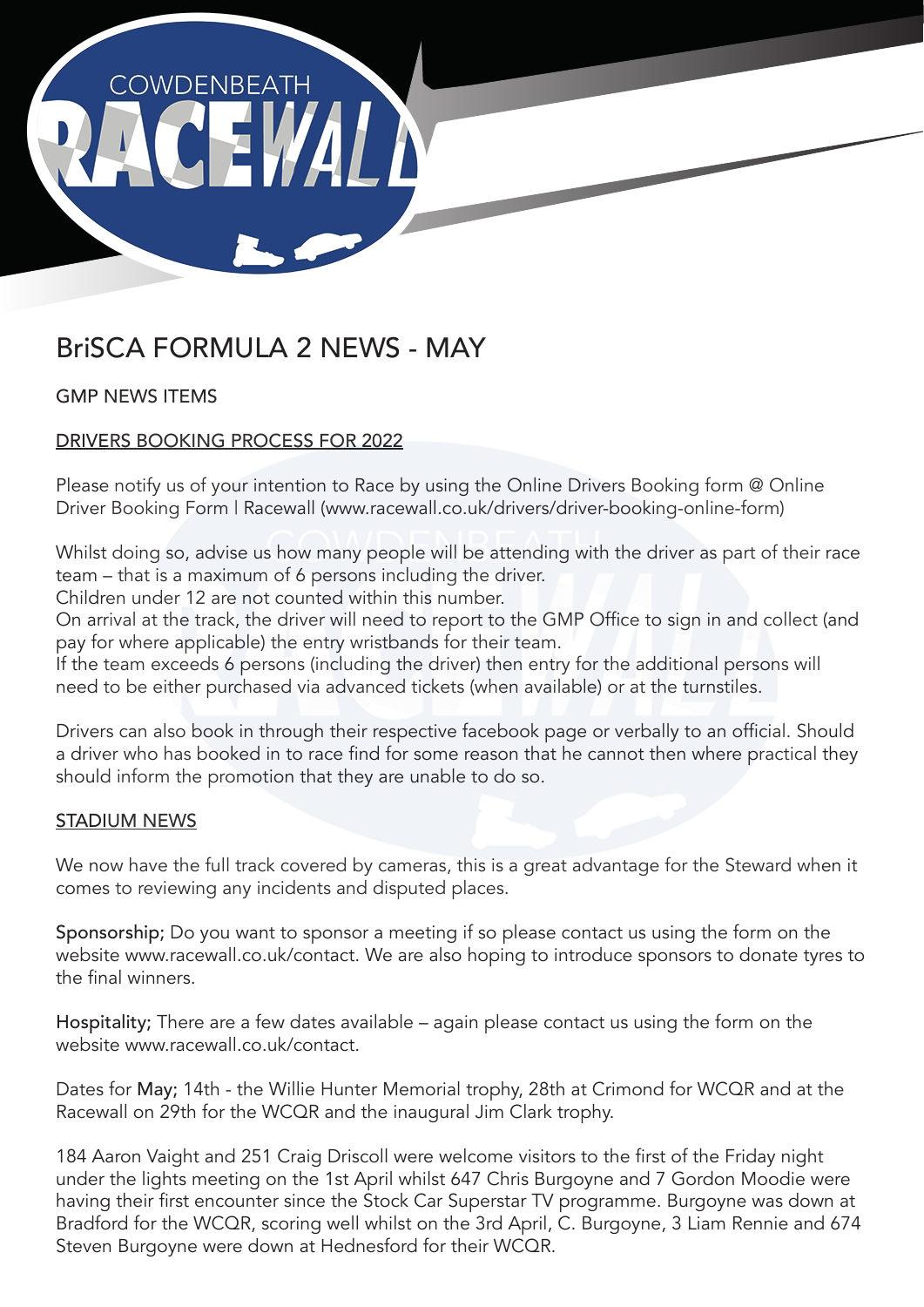# BriSCA FORMULA 2 NEWS - MAY

GMP NEWS ITEMS

## DRIVERS BOOKING PROCESS FOR 2022

Please notify us of your intention to Race by using the Online Drivers Booking form @ Online Driver Booking Form | Racewall (www.racewall.co.uk/drivers/driver-booking-online-form)

Whilst doing so, advise us how many people will be attending with the driver as part of their race team – that is a maximum of 6 persons including the driver.
Children under 12 are not counted within this number.
On arrival at the track, the driver will need to report to the GMP Office to sign in and collect (and pay for where applicable) the entry wristbands for their team.
If the team exceeds 6 persons (including the driver) then entry for the additional persons will need to be either purchased via advanced tickets (when available) or at the turnstiles.

Drivers can also book in through their respective facebook page or verbally to an official. Should a driver who has booked in to race find for some reason that he cannot then where practical they should inform the promotion that they are unable to do so.

## STADIUM NEWS

We now have the full track covered by cameras, this is a great advantage for the Steward when it comes to reviewing any incidents and disputed places.

Sponsorship; Do you want to sponsor a meeting if so please contact us using the form on the website www.racewall.co.uk/contact. We are also hoping to introduce sponsors to donate tyres to the final winners.

Hospitality; There are a few dates available – again please contact us using the form on the website www.racewall.co.uk/contact.

Dates for May; 14th - the Willie Hunter Memorial trophy, 28th at Crimond for WCQR and at the Racewall on 29th for the WCQR and the inaugural Jim Clark trophy.

184 Aaron Vaight and 251 Craig Driscoll were welcome visitors to the first of the Friday night under the lights meeting on the 1st April whilst 647 Chris Burgoyne and 7 Gordon Moodie were having their first encounter since the Stock Car Superstar TV programme. Burgoyne was down at Bradford for the WCQR, scoring well whilst on the 3rd April, C. Burgoyne, 3 Liam Rennie and 674 Steven Burgoyne were down at Hednesford for their WCQR.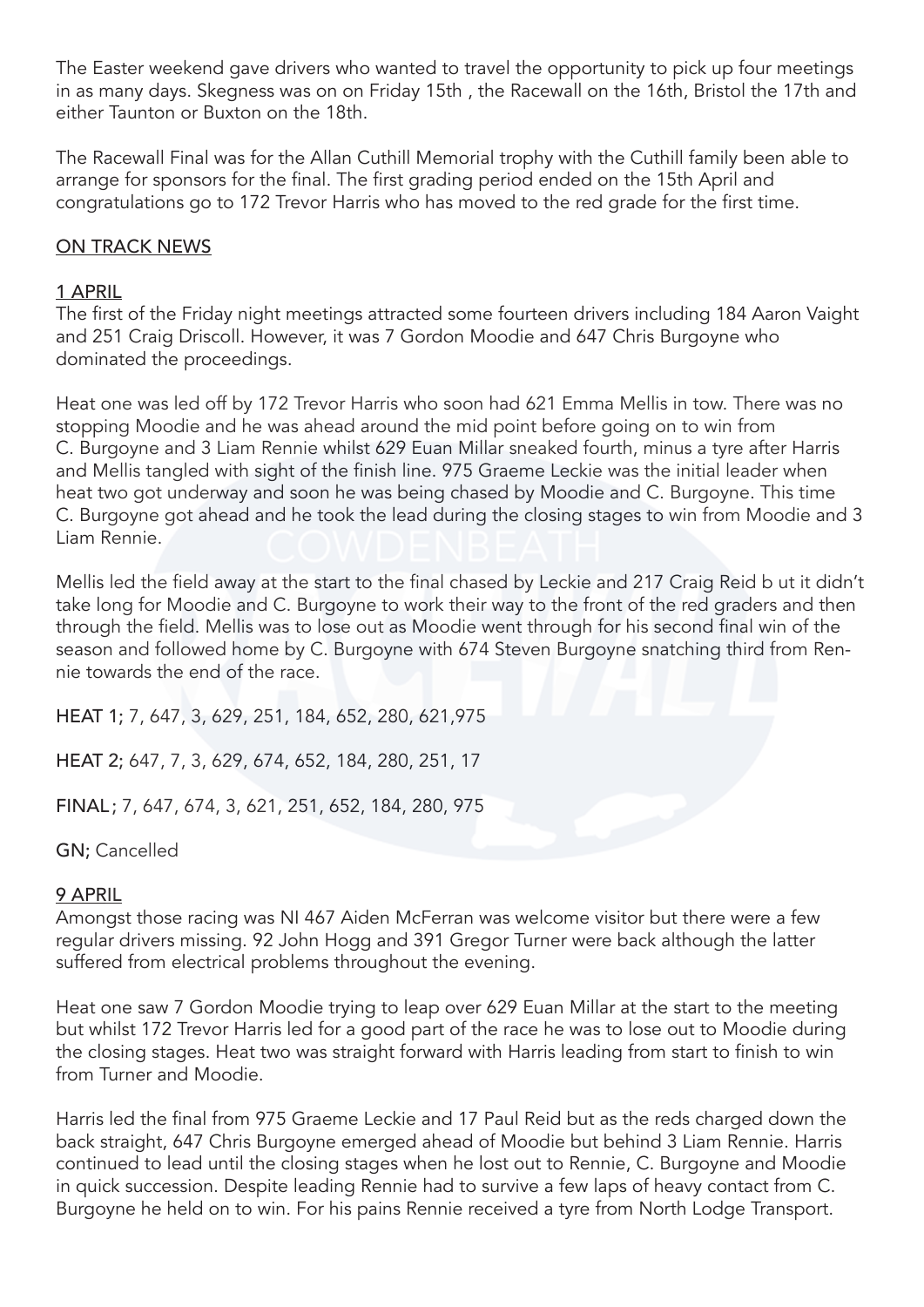The Easter weekend gave drivers who wanted to travel the opportunity to pick up four meetings in as many days. Skegness was on on Friday 15th , the Racewall on the 16th, Bristol the 17th and either Taunton or Buxton on the 18th.

The Racewall Final was for the Allan Cuthill Memorial trophy with the Cuthill family been able to arrange for sponsors for the final. The first grading period ended on the 15th April and congratulations go to 172 Trevor Harris who has moved to the red grade for the first time.

## ON TRACK NEWS

### 1 APRIL

The first of the Friday night meetings attracted some fourteen drivers including 184 Aaron Vaight and 251 Craig Driscoll. However, it was 7 Gordon Moodie and 647 Chris Burgoyne who dominated the proceedings.

Heat one was led off by 172 Trevor Harris who soon had 621 Emma Mellis in tow. There was no stopping Moodie and he was ahead around the mid point before going on to win from C. Burgoyne and 3 Liam Rennie whilst 629 Euan Millar sneaked fourth, minus a tyre after Harris and Mellis tangled with sight of the finish line. 975 Graeme Leckie was the initial leader when heat two got underway and soon he was being chased by Moodie and C. Burgoyne. This time C. Burgoyne got ahead and he took the lead during the closing stages to win from Moodie and 3 Liam Rennie.

Mellis led the field away at the start to the final chased by Leckie and 217 Craig Reid b ut it didn't take long for Moodie and C. Burgoyne to work their way to the front of the red graders and then through the field. Mellis was to lose out as Moodie went through for his second final win of the season and followed home by C. Burgoyne with 674 Steven Burgoyne snatching third from Rennie towards the end of the race.

**HEAT 1;** 7, 647, 3, 629, 251, 184, 652, 280, 621,975

**HEAT 2;** 647, 7, 3, 629, 674, 652, 184, 280, 251, 17

**FINAL;** 7, 647, 674, 3, 621, 251, 652, 184, 280, 975

**GN;** Cancelled

### 9 APRIL

Amongst those racing was NI 467 Aiden McFerran was welcome visitor but there were a few regular drivers missing. 92 John Hogg and 391 Gregor Turner were back although the latter suffered from electrical problems throughout the evening.

Heat one saw 7 Gordon Moodie trying to leap over 629 Euan Millar at the start to the meeting but whilst 172 Trevor Harris led for a good part of the race he was to lose out to Moodie during the closing stages. Heat two was straight forward with Harris leading from start to finish to win from Turner and Moodie.

Harris led the final from 975 Graeme Leckie and 17 Paul Reid but as the reds charged down the back straight, 647 Chris Burgoyne emerged ahead of Moodie but behind 3 Liam Rennie. Harris continued to lead until the closing stages when he lost out to Rennie, C. Burgoyne and Moodie in quick succession. Despite leading Rennie had to survive a few laps of heavy contact from C. Burgoyne he held on to win. For his pains Rennie received a tyre from North Lodge Transport.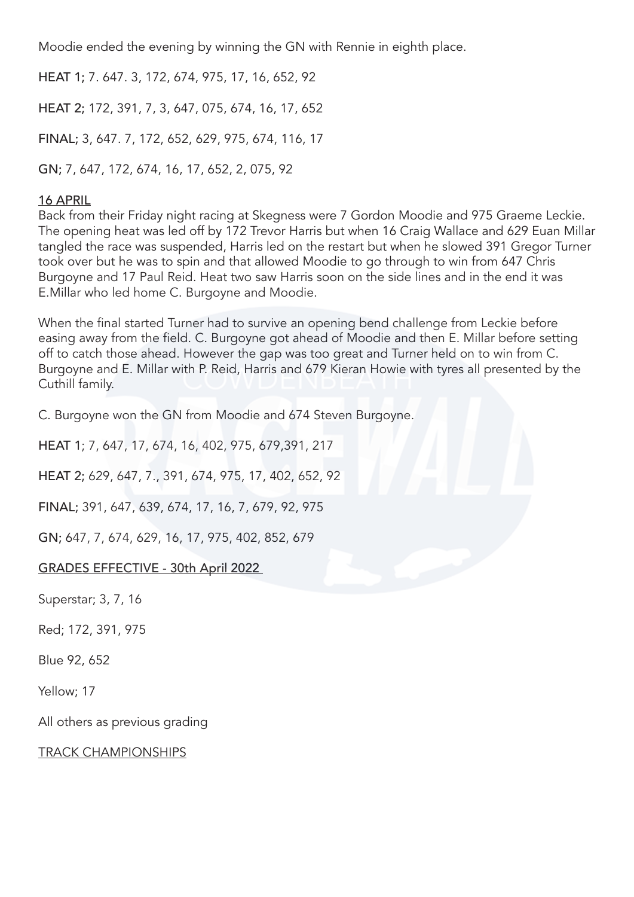Moodie ended the evening by winning the GN with Rennie in eighth place.

**HEAT 1;** 7. 647. 3, 172, 674, 975, 17, 16, 652, 92

**HEAT 2;** 172, 391, 7, 3, 647, 075, 674, 16, 17, 652

**FINAL;** 3, 647. 7, 172, 652, 629, 975, 674, 116, 17

**GN;** 7, 647, 172, 674, 16, 17, 652, 2, 075, 92

## 16 APRIL

Back from their Friday night racing at Skegness were 7 Gordon Moodie and 975 Graeme Leckie. The opening heat was led off by 172 Trevor Harris but when 16 Craig Wallace and 629 Euan Millar tangled the race was suspended, Harris led on the restart but when he slowed 391 Gregor Turner took over but he was to spin and that allowed Moodie to go through to win from 647 Chris Burgoyne and 17 Paul Reid. Heat two saw Harris soon on the side lines and in the end it was E.Millar who led home C. Burgoyne and Moodie.

When the final started Turner had to survive an opening bend challenge from Leckie before easing away from the field. C. Burgoyne got ahead of Moodie and then E. Millar before setting off to catch those ahead. However the gap was too great and Turner held on to win from C. Burgoyne and E. Millar with P. Reid, Harris and 679 Kieran Howie with tyres all presented by the Cuthill family.

C. Burgoyne won the GN from Moodie and 674 Steven Burgoyne.

**HEAT 1**; 7, 647, 17, 674, 16, 402, 975, 679,391, 217

**HEAT 2;** 629, 647, 7., 391, 674, 975, 17, 402, 652, 92

**FINAL;** 391, 647, 639, 674, 17, 16, 7, 679, 92, 975

**GN;** 647, 7, 674, 629, 16, 17, 975, 402, 852, 679

## GRADES EFFECTIVE - 30th April 2022

Superstar; 3, 7, 16

Red; 172, 391, 975

Blue 92, 652

Yellow; 17

All others as previous grading

## TRACK CHAMPIONSHIPS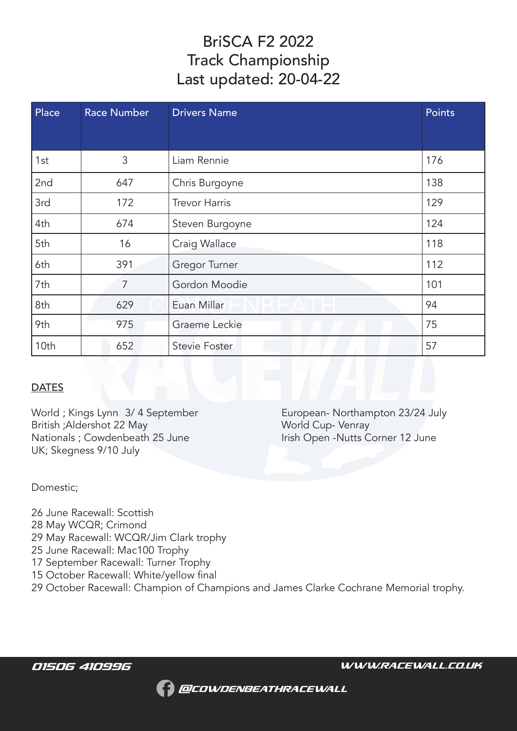# BriSCA F2 2022
# Track Championship
# Last updated: 20-04-22

| Place | Race Number | Drivers Name | Points |
|---|---|---|---|
| 1st | 3 | Liam Rennie | 176 |
| 2nd | 647 | Chris Burgoyne | 138 |
| 3rd | 172 | Trevor Harris | 129 |
| 4th | 674 | Steven Burgoyne | 124 |
| 5th | 16 | Craig Wallace | 118 |
| 6th | 391 | Gregor Turner | 112 |
| 7th | 7 | Gordon Moodie | 101 |
| 8th | 629 | Euan Millar | 94 |
| 9th | 975 | Graeme Leckie | 75 |
| 10th | 652 | Stevie Foster | 57 |

<u>DATES</u>

World ; Kings Lynn 3/ 4 September
British ;Aldershot 22 May
Nationals ; Cowdenbeath 25 June
UK; Skegness 9/10 July

European- Northampton 23/24 July
World Cup- Venray
Irish Open -Nutts Corner 12 June

Domestic;

26 June Racewall: Scottish
28 May WCQR; Crimond
29 May Racewall: WCQR/Jim Clark trophy
25 June Racewall: Mac100 Trophy
17 September Racewall: Turner Trophy
15 October Racewall: White/yellow final
29 October Racewall: Champion of Champions and James Clarke Cochrane Memorial trophy.

01506 410996 WWW.RACEWALL.CO.UK

@COWDENBEATHRACEWALL